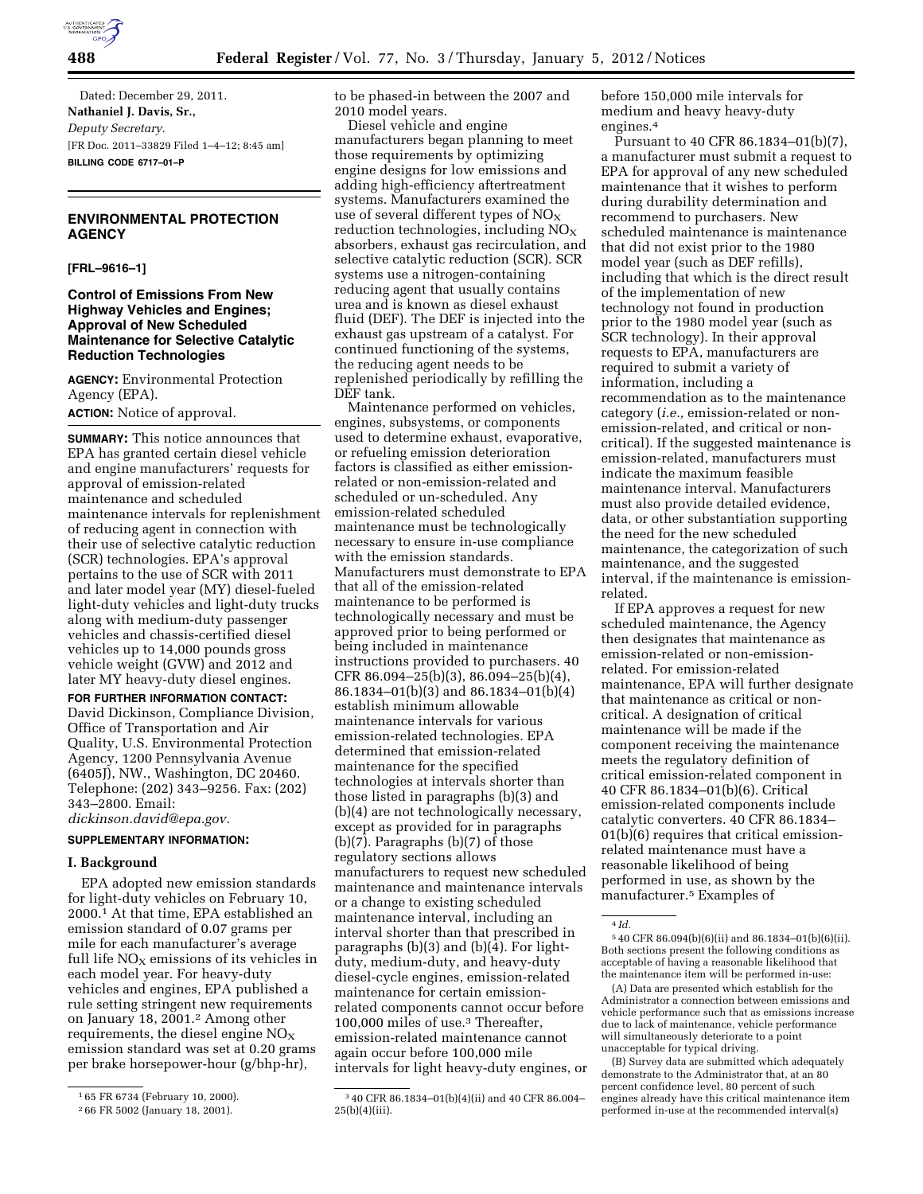Dated: December 29, 2011.

**Nathaniel J. Davis, Sr.,**

*Deputy Secretary.*

[FR Doc. 2011–33829 Filed 1–4–12; 8:45 am]

**BILLING CODE 6717–01–P**

## ENVIRONMENTAL PROTECTION AGENCY

**[FRL–9616–1]**

### Control of Emissions From New Highway Vehicles and Engines; Approval of New Scheduled Maintenance for Selective Catalytic Reduction Technologies

**AGENCY:** Environmental Protection Agency (EPA).

**ACTION:** Notice of approval.

**SUMMARY:** This notice announces that EPA has granted certain diesel vehicle and engine manufacturers' requests for approval of emission-related maintenance and scheduled maintenance intervals for replenishment of reducing agent in connection with their use of selective catalytic reduction (SCR) technologies. EPA's approval pertains to the use of SCR with 2011 and later model year (MY) diesel-fueled light-duty vehicles and light-duty trucks along with medium-duty passenger vehicles and chassis-certified diesel vehicles up to 14,000 pounds gross vehicle weight (GVW) and 2012 and later MY heavy-duty diesel engines.

**FOR FURTHER INFORMATION CONTACT:** David Dickinson, Compliance Division, Office of Transportation and Air Quality, U.S. Environmental Protection Agency, 1200 Pennsylvania Avenue (6405J), NW., Washington, DC 20460. Telephone: (202) 343–9256. Fax: (202) 343–2800. Email: *dickinson.david@epa.gov.*

**SUPPLEMENTARY INFORMATION:**

#### I. Background

EPA adopted new emission standards for light-duty vehicles on February 10, 2000.[1] At that time, EPA established an emission standard of 0.07 grams per mile for each manufacturer's average full life $NO_X$ emissions of its vehicles in each model year. For heavy-duty vehicles and engines, EPA published a rule setting stringent new requirements on January 18, 2001.[2] Among other requirements, the diesel engine $NO_X$ emission standard was set at 0.20 grams per brake horsepower-hour (g/bhp-hr), to be phased-in between the 2007 and 2010 model years.

Diesel vehicle and engine manufacturers began planning to meet those requirements by optimizing engine designs for low emissions and adding high-efficiency aftertreatment systems. Manufacturers examined the use of several different types of $NO_X$ reduction technologies, including $NO_X$ absorbers, exhaust gas recirculation, and selective catalytic reduction (SCR). SCR systems use a nitrogen-containing reducing agent that usually contains urea and is known as diesel exhaust fluid (DEF). The DEF is injected into the exhaust gas upstream of a catalyst. For continued functioning of the systems, the reducing agent needs to be replenished periodically by refilling the DEF tank.

Maintenance performed on vehicles, engines, subsystems, or components used to determine exhaust, evaporative, or refueling emission deterioration factors is classified as either emission-related or non-emission-related and scheduled or un-scheduled. Any emission-related scheduled maintenance must be technologically necessary to ensure in-use compliance with the emission standards. Manufacturers must demonstrate to EPA that all of the emission-related maintenance to be performed is technologically necessary and must be approved prior to being performed or being included in maintenance instructions provided to purchasers. 40 CFR 86.094–25(b)(3), 86.094–25(b)(4), 86.1834–01(b)(3) and 86.1834–01(b)(4) establish minimum allowable maintenance intervals for various emission-related technologies. EPA determined that emission-related maintenance for the specified technologies at intervals shorter than those listed in paragraphs (b)(3) and (b)(4) are not technologically necessary, except as provided for in paragraphs (b)(7). Paragraphs (b)(7) of those regulatory sections allows manufacturers to request new scheduled maintenance and maintenance intervals or a change to existing scheduled maintenance interval, including an interval shorter than that prescribed in paragraphs (b)(3) and (b)(4). For light-duty, medium-duty, and heavy-duty diesel-cycle engines, emission-related maintenance for certain emission-related components cannot occur before 100,000 miles of use.[3] Thereafter, emission-related maintenance cannot again occur before 100,000 mile intervals for light heavy-duty engines, or before 150,000 mile intervals for medium and heavy heavy-duty engines.[4]

Pursuant to 40 CFR 86.1834–01(b)(7), a manufacturer must submit a request to EPA for approval of any new scheduled maintenance that it wishes to perform during durability determination and recommend to purchasers. New scheduled maintenance is maintenance that did not exist prior to the 1980 model year (such as DEF refills), including that which is the direct result of the implementation of new technology not found in production prior to the 1980 model year (such as SCR technology). In their approval requests to EPA, manufacturers are required to submit a variety of information, including a recommendation as to the maintenance category (*i.e.,* emission-related or non-emission-related, and critical or non-critical). If the suggested maintenance is emission-related, manufacturers must indicate the maximum feasible maintenance interval. Manufacturers must also provide detailed evidence, data, or other substantiation supporting the need for the new scheduled maintenance, the categorization of such maintenance, and the suggested interval, if the maintenance is emission-related.

If EPA approves a request for new scheduled maintenance, the Agency then designates that maintenance as emission-related or non-emission-related. For emission-related maintenance, EPA will further designate that maintenance as critical or non-critical. A designation of critical maintenance will be made if the component receiving the maintenance meets the regulatory definition of critical emission-related component in 40 CFR 86.1834–01(b)(6). Critical emission-related components include catalytic converters. 40 CFR 86.1834–01(b)(6) requires that critical emission-related maintenance must have a reasonable likelihood of being performed in use, as shown by the manufacturer.[5] Examples of

---

[1] 65 FR 6734 (February 10, 2000).

[2] 66 FR 5002 (January 18, 2001).

[3] 40 CFR 86.1834–01(b)(4)(ii) and 40 CFR 86.004–25(b)(4)(iii).

[4] *Id.*

[5] 40 CFR 86.094(b)(6)(ii) and 86.1834–01(b)(6)(ii). Both sections present the following conditions as acceptable of having a reasonable likelihood that the maintenance item will be performed in-use:

(A) Data are presented which establish for the Administrator a connection between emissions and vehicle performance such that as emissions increase due to lack of maintenance, vehicle performance will simultaneously deteriorate to a point unacceptable for typical driving.

(B) Survey data are submitted which adequately demonstrate to the Administrator that, at an 80 percent confidence level, 80 percent of such engines already have this critical maintenance item performed in-use at the recommended interval(s)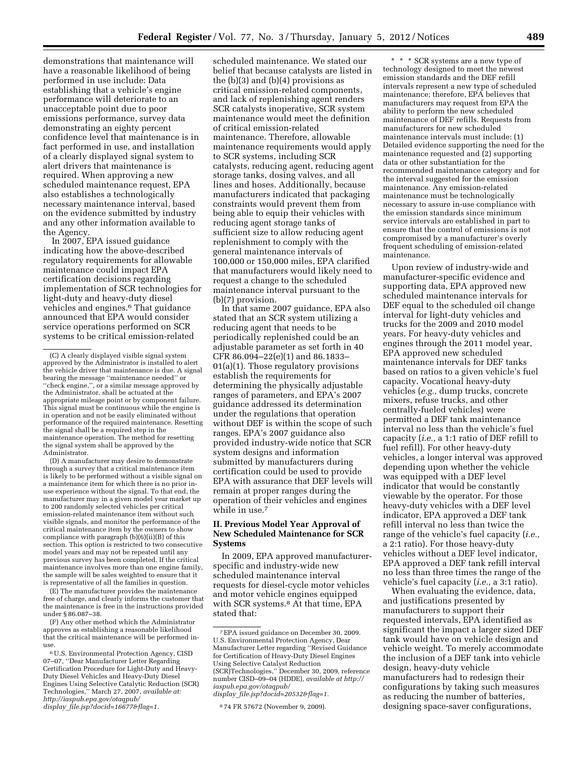demonstrations that maintenance will have a reasonable likelihood of being performed in use include: Data establishing that a vehicle's engine performance will deteriorate to an unacceptable point due to poor emissions performance, survey data demonstrating an eighty percent confidence level that maintenance is in fact performed in use, and installation of a clearly displayed signal system to alert drivers that maintenance is required. When approving a new scheduled maintenance request, EPA also establishes a technologically necessary maintenance interval, based on the evidence submitted by industry and any other information available to the Agency.

In 2007, EPA issued guidance indicating how the above-described regulatory requirements for allowable maintenance could impact EPA certification decisions regarding implementation of SCR technologies for light-duty and heavy-duty diesel vehicles and engines.[6] That guidance announced that EPA would consider service operations performed on SCR systems to be critical emission-related scheduled maintenance. We stated our belief that because catalysts are listed in the (b)(3) and (b)(4) provisions as critical emission-related components, and lack of replenishing agent renders SCR catalysts inoperative, SCR system maintenance would meet the definition of critical emission-related maintenance. Therefore, allowable maintenance requirements would apply to SCR systems, including SCR catalysts, reducing agent, reducing agent storage tanks, dosing valves, and all lines and hoses. Additionally, because manufacturers indicated that packaging constraints would prevent them from being able to equip their vehicles with reducing agent storage tanks of sufficient size to allow reducing agent replenishment to comply with the general maintenance intervals of 100,000 or 150,000 miles, EPA clarified that manufacturers would likely need to request a change to the scheduled maintenance interval pursuant to the (b)(7) provision.

In that same 2007 guidance, EPA also stated that an SCR system utilizing a reducing agent that needs to be periodically replenished could be an adjustable parameter as set forth in 40 CFR 86.094–22(e)(1) and 86.1833–01(a)(1). Those regulatory provisions establish the requirements for determining the physically adjustable ranges of parameters, and EPA's 2007 guidance addressed its determination under the regulations that operation without DEF is within the scope of such ranges. EPA's 2007 guidance also provided industry-wide notice that SCR system designs and information submitted by manufacturers during certification could be used to provide EPA with assurance that DEF levels will remain at proper ranges during the operation of their vehicles and engines while in use.[7]

## II. Previous Model Year Approval of New Scheduled Maintenance for SCR Systems

In 2009, EPA approved manufacturer-specific and industry-wide new scheduled maintenance interval requests for diesel-cycle motor vehicles and motor vehicle engines equipped with SCR systems.[8] At that time, EPA stated that:

> \* \* \* SCR systems are a new type of technology designed to meet the newest emission standards and the DEF refill intervals represent a new type of scheduled maintenance; therefore, EPA believes that manufacturers may request from EPA the ability to perform the new scheduled maintenance of DEF refills. Requests from manufacturers for new scheduled maintenance intervals must include: (1) Detailed evidence supporting the need for the maintenance requested and (2) supporting data or other substantiation for the recommended maintenance category and for the interval suggested for the emission maintenance. Any emission-related maintenance must be technologically necessary to assure in-use compliance with the emission standards since minimum service intervals are established in part to ensure that the control of emissions is not compromised by a manufacturer's overly frequent scheduling of emission-related maintenance.

Upon review of industry-wide and manufacturer-specific evidence and supporting data, EPA approved new scheduled maintenance intervals for DEF equal to the scheduled oil change interval for light-duty vehicles and trucks for the 2009 and 2010 model years. For heavy-duty vehicles and engines through the 2011 model year, EPA approved new scheduled maintenance intervals for DEF tanks based on ratios to a given vehicle's fuel capacity. Vocational heavy-duty vehicles (*e.g.,* dump trucks, concrete mixers, refuse trucks, and other centrally-fueled vehicles) were permitted a DEF tank maintenance interval no less than the vehicle's fuel capacity (*i.e.,* a 1:1 ratio of DEF refill to fuel refill). For other heavy-duty vehicles, a longer interval was approved depending upon whether the vehicle was equipped with a DEF level indicator that would be constantly viewable by the operator. For those heavy-duty vehicles with a DEF level indicator, EPA approved a DEF tank refill interval no less than twice the range of the vehicle's fuel capacity (*i.e.,* a 2:1 ratio). For those heavy-duty vehicles without a DEF indicator, EPA approved a DEF tank refill interval no less than three times the range of the vehicle's fuel capacity (*i.e.,* a 3:1 ratio).

When evaluating the evidence, data, and justifications presented by manufacturers to support their requested intervals, EPA identified as significant the impact a larger sized DEF tank would have on vehicle design and vehicle weight. To merely accommodate the inclusion of a DEF tank into vehicle design, heavy-duty vehicle manufacturers had to redesign their configurations by taking such measures as reducing the number of batteries, designing space-saver configurations,

---

(C) A clearly displayed visible signal system approved by the Administrator is installed to alert the vehicle driver that maintenance is due. A signal bearing the message "maintenance needed" or "check engine,", or a similar message approved by the Administrator, shall be actuated at the appropriate mileage point or by component failure. This signal must be continuous while the engine is in operation and not be easily eliminated without performance of the required maintenance. Resetting the signal shall be a required step in the maintenance operation. The method for resetting the signal system shall be approved by the Administrator.

(D) A manufacturer may desire to demonstrate through a survey that a critical maintenance item is likely to be performed without a visible signal on a maintenance item for which there is no prior in-use experience without the signal. To that end, the manufacturer may in a given model year market up to 200 randomly selected vehicles per critical emission-related maintenance item without such visible signals, and monitor the performance of the critical maintenance item by the owners to show compliance with paragraph (b)(6)(ii)(B) of this section. This option is restricted to two consecutive model years and may not be repeated until any previous survey has been completed. If the critical maintenance involves more than one engine family, the sample will be sales weighted to ensure that it is representative of all the families in question.

(E) The manufacturer provides the maintenance free of charge, and clearly informs the customer that the maintenance is free in the instructions provided under § 86.087–38.

(F) Any other method which the Administrator approves as establishing a reasonable likelihood that the critical maintenance will be performed in-use.

[6] U.S. Environmental Protection Agency, CISD 07–07, "Dear Manufacturer Letter Regarding Certification Procedure for Light-Duty and Heavy-Duty Diesel Vehicles and Heavy-Duty Diesel Engines Using Selective Catalytic Reduction (SCR) Technologies," March 27, 2007, *available at: http://iaspub.epa.gov/otaqpub/display_file.jsp?docid=16677&flag=1.*

[7] EPA issued guidance on December 30, 2009. U.S. Environmental Protection Agency, Dear Manufacturer Letter regarding "Revised Guidance for Certification of Heavy-Duty Diesel Engines Using Selective Catalyst Reduction (SCR)Technologies," December 30, 2009, reference number CISD–09–04 (HDDE), *available at http://iaspub.epa.gov/otaqpub/display_file.jsp?docid=20532&flag=1.*

[8] 74 FR 57672 (November 9, 2009).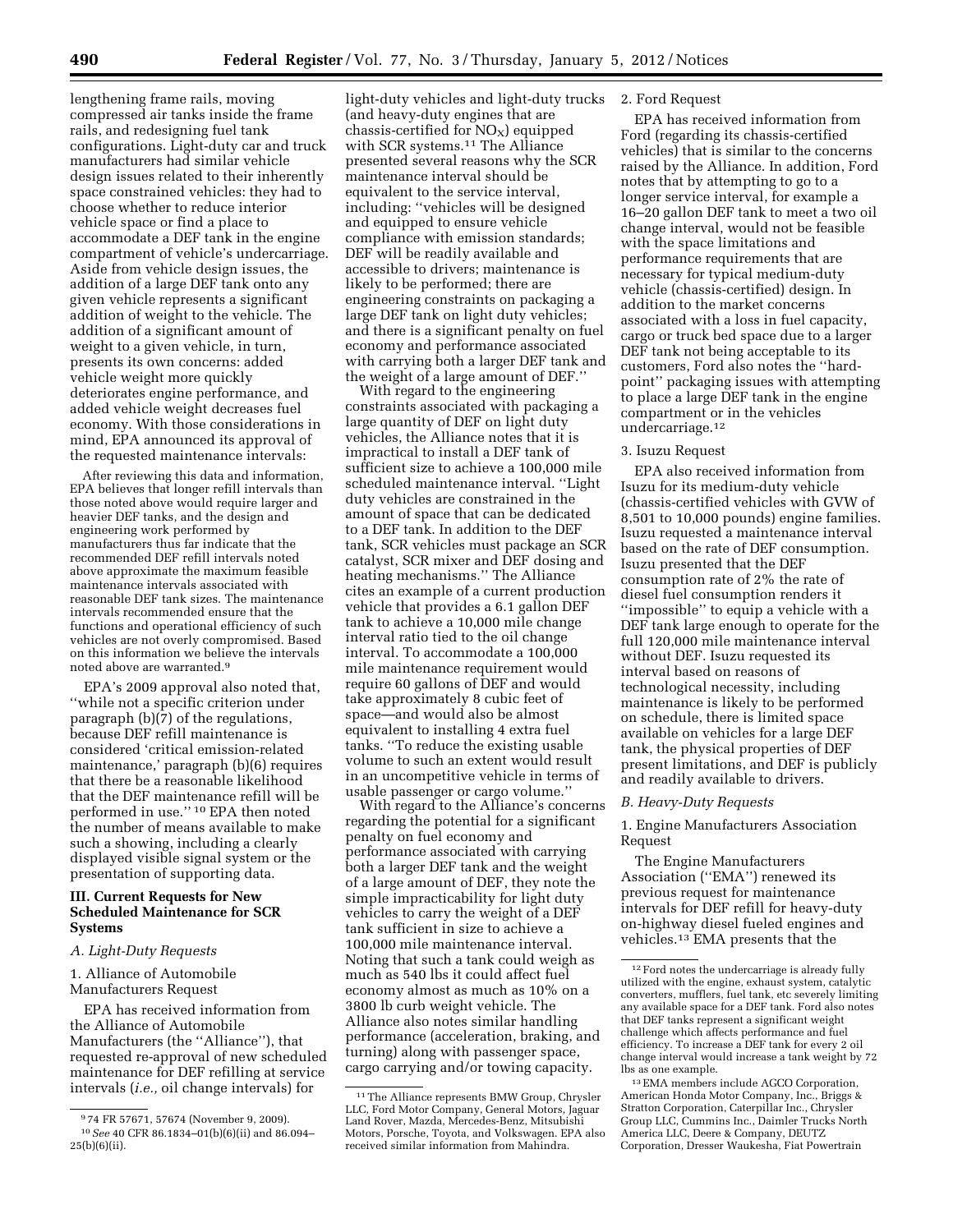lengthening frame rails, moving compressed air tanks inside the frame rails, and redesigning fuel tank configurations. Light-duty car and truck manufacturers had similar vehicle design issues related to their inherently space constrained vehicles: they had to choose whether to reduce interior vehicle space or find a place to accommodate a DEF tank in the engine compartment of vehicle's undercarriage. Aside from vehicle design issues, the addition of a large DEF tank onto any given vehicle represents a significant addition of weight to the vehicle. The addition of a significant amount of weight to a given vehicle, in turn, presents its own concerns: added vehicle weight more quickly deteriorates engine performance, and added vehicle weight decreases fuel economy. With those considerations in mind, EPA announced its approval of the requested maintenance intervals:

> After reviewing this data and information, EPA believes that longer refill intervals than those noted above would require larger and heavier DEF tanks, and the design and engineering work performed by manufacturers thus far indicate that the recommended DEF refill intervals noted above approximate the maximum feasible maintenance intervals associated with reasonable DEF tank sizes. The maintenance intervals recommended ensure that the functions and operational efficiency of such vehicles are not overly compromised. Based on this information we believe the intervals noted above are warranted.[9]

EPA's 2009 approval also noted that, ''while not a specific criterion under paragraph (b)(7) of the regulations, because DEF refill maintenance is considered 'critical emission-related maintenance,' paragraph (b)(6) requires that there be a reasonable likelihood that the DEF maintenance refill will be performed in use.'' [10] EPA then noted the number of means available to make such a showing, including a clearly displayed visible signal system or the presentation of supporting data.

## III. Current Requests for New Scheduled Maintenance for SCR Systems

### *A. Light-Duty Requests*

#### 1. Alliance of Automobile Manufacturers Request

EPA has received information from the Alliance of Automobile Manufacturers (the ''Alliance''), that requested re-approval of new scheduled maintenance for DEF refilling at service intervals (*i.e.,* oil change intervals) for light-duty vehicles and light-duty trucks (and heavy-duty engines that are chassis-certified for $NO_X$) equipped with SCR systems.[11] The Alliance presented several reasons why the SCR maintenance interval should be equivalent to the service interval, including: ''vehicles will be designed and equipped to ensure vehicle compliance with emission standards; DEF will be readily available and accessible to drivers; maintenance is likely to be performed; there are engineering constraints on packaging a large DEF tank on light duty vehicles; and there is a significant penalty on fuel economy and performance associated with carrying both a larger DEF tank and the weight of a large amount of DEF.''

With regard to the engineering constraints associated with packaging a large quantity of DEF on light duty vehicles, the Alliance notes that it is impractical to install a DEF tank of sufficient size to achieve a 100,000 mile scheduled maintenance interval. ''Light duty vehicles are constrained in the amount of space that can be dedicated to a DEF tank. In addition to the DEF tank, SCR vehicles must package an SCR catalyst, SCR mixer and DEF dosing and heating mechanisms.'' The Alliance cites an example of a current production vehicle that provides a 6.1 gallon DEF tank to achieve a 10,000 mile change interval ratio tied to the oil change interval. To accommodate a 100,000 mile maintenance requirement would require 60 gallons of DEF and would take approximately 8 cubic feet of space—and would also be almost equivalent to installing 4 extra fuel tanks. ''To reduce the existing usable volume to such an extent would result in an uncompetitive vehicle in terms of usable passenger or cargo volume.''

With regard to the Alliance's concerns regarding the potential for a significant penalty on fuel economy and performance associated with carrying both a larger DEF tank and the weight of a large amount of DEF, they note the simple impracticability for light duty vehicles to carry the weight of a DEF tank sufficient in size to achieve a 100,000 mile maintenance interval. Noting that such a tank could weigh as much as 540 lbs it could affect fuel economy almost as much as 10% on a 3800 lb curb weight vehicle. The Alliance also notes similar handling performance (acceleration, braking, and turning) along with passenger space, cargo carrying and/or towing capacity.

#### 2. Ford Request

EPA has received information from Ford (regarding its chassis-certified vehicles) that is similar to the concerns raised by the Alliance. In addition, Ford notes that by attempting to go to a longer service interval, for example a 16–20 gallon DEF tank to meet a two oil change interval, would not be feasible with the space limitations and performance requirements that are necessary for typical medium-duty vehicle (chassis-certified) design. In addition to the market concerns associated with a loss in fuel capacity, cargo or truck bed space due to a larger DEF tank not being acceptable to its customers, Ford also notes the ''hard-point'' packaging issues with attempting to place a large DEF tank in the engine compartment or in the vehicles undercarriage.[12]

#### 3. Isuzu Request

EPA also received information from Isuzu for its medium-duty vehicle (chassis-certified vehicles with GVW of 8,501 to 10,000 pounds) engine families. Isuzu requested a maintenance interval based on the rate of DEF consumption. Isuzu presented that the DEF consumption rate of 2% the rate of diesel fuel consumption renders it ''impossible'' to equip a vehicle with a DEF tank large enough to operate for the full 120,000 mile maintenance interval without DEF. Isuzu requested its interval based on reasons of technological necessity, including maintenance is likely to be performed on schedule, there is limited space available on vehicles for a large DEF tank, the physical properties of DEF present limitations, and DEF is publicly and readily available to drivers.

### *B. Heavy-Duty Requests*

#### 1. Engine Manufacturers Association Request

The Engine Manufacturers Association (''EMA'') renewed its previous request for maintenance intervals for DEF refill for heavy-duty on-highway diesel fueled engines and vehicles.[13] EMA presents that the

---

[9] 74 FR 57671, 57674 (November 9, 2009).

[10] *See* 40 CFR 86.1834–01(b)(6)(ii) and 86.094–25(b)(6)(ii).

[11] The Alliance represents BMW Group, Chrysler LLC, Ford Motor Company, General Motors, Jaguar Land Rover, Mazda, Mercedes-Benz, Mitsubishi Motors, Porsche, Toyota, and Volkswagen. EPA also received similar information from Mahindra.

[12] Ford notes the undercarriage is already fully utilized with the engine, exhaust system, catalytic converters, mufflers, fuel tank, etc severely limiting any available space for a DEF tank. Ford also notes that DEF tanks represent a significant weight challenge which affects performance and fuel efficiency. To increase a DEF tank for every 2 oil change interval would increase a tank weight by 72 lbs as one example.

[13] EMA members include AGCO Corporation, American Honda Motor Company, Inc., Briggs & Stratton Corporation, Caterpillar Inc., Chrysler Group LLC, Cummins Inc., Daimler Trucks North America LLC, Deere & Company, DEUTZ Corporation, Dresser Waukesha, Fiat Powertrain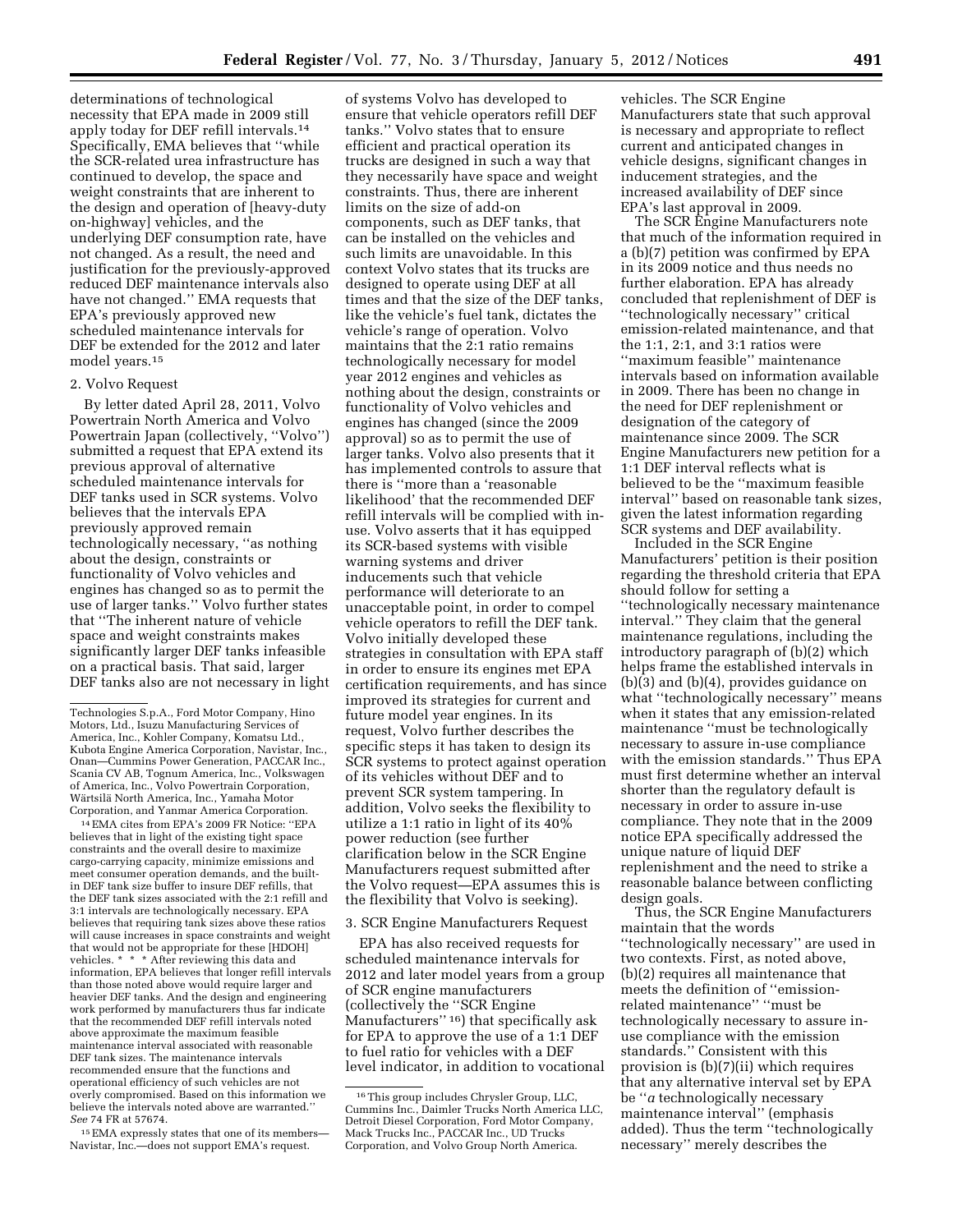determinations of technological necessity that EPA made in 2009 still apply today for DEF refill intervals.[14] Specifically, EMA believes that "while the SCR-related urea infrastructure has continued to develop, the space and weight constraints that are inherent to the design and operation of [heavy-duty on-highway] vehicles, and the underlying DEF consumption rate, have not changed. As a result, the need and justification for the previously-approved reduced DEF maintenance intervals also have not changed." EMA requests that EPA's previously approved new scheduled maintenance intervals for DEF be extended for the 2012 and later model years.[15]

### 2. Volvo Request

By letter dated April 28, 2011, Volvo Powertrain North America and Volvo Powertrain Japan (collectively, "Volvo") submitted a request that EPA extend its previous approval of alternative scheduled maintenance intervals for DEF tanks used in SCR systems. Volvo believes that the intervals EPA previously approved remain technologically necessary, "as nothing about the design, constraints or functionality of Volvo vehicles and engines has changed so as to permit the use of larger tanks." Volvo further states that "The inherent nature of vehicle space and weight constraints makes significantly larger DEF tanks infeasible on a practical basis. That said, larger DEF tanks also are not necessary in light of systems Volvo has developed to ensure that vehicle operators refill DEF tanks." Volvo states that to ensure efficient and practical operation its trucks are designed in such a way that they necessarily have space and weight constraints. Thus, there are inherent limits on the size of add-on components, such as DEF tanks, that can be installed on the vehicles and such limits are unavoidable. In this context Volvo states that its trucks are designed to operate using DEF at all times and that the size of the DEF tanks, like the vehicle's fuel tank, dictates the vehicle's range of operation. Volvo maintains that the 2:1 ratio remains technologically necessary for model year 2012 engines and vehicles as nothing about the design, constraints or functionality of Volvo vehicles and engines has changed (since the 2009 approval) so as to permit the use of larger tanks. Volvo also presents that it has implemented controls to assure that there is "more than a 'reasonable likelihood' that the recommended DEF refill intervals will be complied with in-use. Volvo asserts that it has equipped its SCR-based systems with visible warning systems and driver inducements such that vehicle performance will deteriorate to an unacceptable point, in order to compel vehicle operators to refill the DEF tank. Volvo initially developed these strategies in consultation with EPA staff in order to ensure its engines met EPA certification requirements, and has since improved its strategies for current and future model year engines. In its request, Volvo further describes the specific steps it has taken to design its SCR systems to protect against operation of its vehicles without DEF and to prevent SCR system tampering. In addition, Volvo seeks the flexibility to utilize a 1:1 ratio in light of its 40% power reduction (see further clarification below in the SCR Engine Manufacturers request submitted after the Volvo request—EPA assumes this is the flexibility that Volvo is seeking).

### 3. SCR Engine Manufacturers Request

EPA has also received requests for scheduled maintenance intervals for 2012 and later model years from a group of SCR engine manufacturers (collectively the "SCR Engine Manufacturers" [16]) that specifically ask for EPA to approve the use of a 1:1 DEF to fuel ratio for vehicles with a DEF level indicator, in addition to vocational vehicles. The SCR Engine Manufacturers state that such approval is necessary and appropriate to reflect current and anticipated changes in vehicle designs, significant changes in inducement strategies, and the increased availability of DEF since EPA's last approval in 2009.

The SCR Engine Manufacturers note that much of the information required in a (b)(7) petition was confirmed by EPA in its 2009 notice and thus needs no further elaboration. EPA has already concluded that replenishment of DEF is "technologically necessary" critical emission-related maintenance, and that the 1:1, 2:1, and 3:1 ratios were "maximum feasible" maintenance intervals based on information available in 2009. There has been no change in the need for DEF replenishment or designation of the category of maintenance since 2009. The SCR Engine Manufacturers new petition for a 1:1 DEF interval reflects what is believed to be the "maximum feasible interval" based on reasonable tank sizes, given the latest information regarding SCR systems and DEF availability.

Included in the SCR Engine Manufacturers' petition is their position regarding the threshold criteria that EPA should follow for setting a "technologically necessary maintenance interval." They claim that the general maintenance regulations, including the introductory paragraph of (b)(2) which helps frame the established intervals in (b)(3) and (b)(4), provides guidance on what "technologically necessary" means when it states that any emission-related maintenance "must be technologically necessary to assure in-use compliance with the emission standards." Thus EPA must first determine whether an interval shorter than the regulatory default is necessary in order to assure in-use compliance. They note that in the 2009 notice EPA specifically addressed the unique nature of liquid DEF replenishment and the need to strike a reasonable balance between conflicting design goals.

Thus, the SCR Engine Manufacturers maintain that the words "technologically necessary" are used in two contexts. First, as noted above, (b)(2) requires all maintenance that meets the definition of "emission-related maintenance" "must be technologically necessary to assure in-use compliance with the emission standards." Consistent with this provision is (b)(7)(ii) which requires that any alternative interval set by EPA be "*a* technologically necessary maintenance interval" (emphasis added). Thus the term "technologically necessary" merely describes the

---

Technologies S.p.A., Ford Motor Company, Hino Motors, Ltd., Isuzu Manufacturing Services of America, Inc., Kohler Company, Komatsu Ltd., Kubota Engine America Corporation, Navistar, Inc., Onan—Cummins Power Generation, PACCAR Inc., Scania CV AB, Tognum America, Inc., Volkswagen of America, Inc., Volvo Powertrain Corporation, Wärtsilä North America, Inc., Yamaha Motor Corporation, and Yanmar America Corporation.

[14] EMA cites from EPA's 2009 FR Notice: "EPA believes that in light of the existing tight space constraints and the overall desire to maximize cargo-carrying capacity, minimize emissions and meet consumer operation demands, and the built-in DEF tank size buffer to insure DEF refills, that the DEF tank sizes associated with the 2:1 refill and 3:1 intervals are technologically necessary. EPA believes that requiring tank sizes above these ratios will cause increases in space constraints and weight that would not be appropriate for these [HDOH] vehicles. * * * After reviewing this data and information, EPA believes that longer refill intervals than those noted above would require larger and heavier DEF tanks. And the design and engineering work performed by manufacturers thus far indicate that the recommended DEF refill intervals noted above approximate the maximum feasible maintenance interval associated with reasonable DEF tank sizes. The maintenance intervals recommended ensure that the functions and operational efficiency of such vehicles are not overly compromised. Based on this information we believe the intervals noted above are warranted." *See* 74 FR at 57674.

[15] EMA expressly states that one of its members—Navistar, Inc.—does not support EMA's request.

[16] This group includes Chrysler Group, LLC, Cummins Inc., Daimler Trucks North America LLC, Detroit Diesel Corporation, Ford Motor Company, Mack Trucks Inc., PACCAR Inc., UD Trucks Corporation, and Volvo Group North America.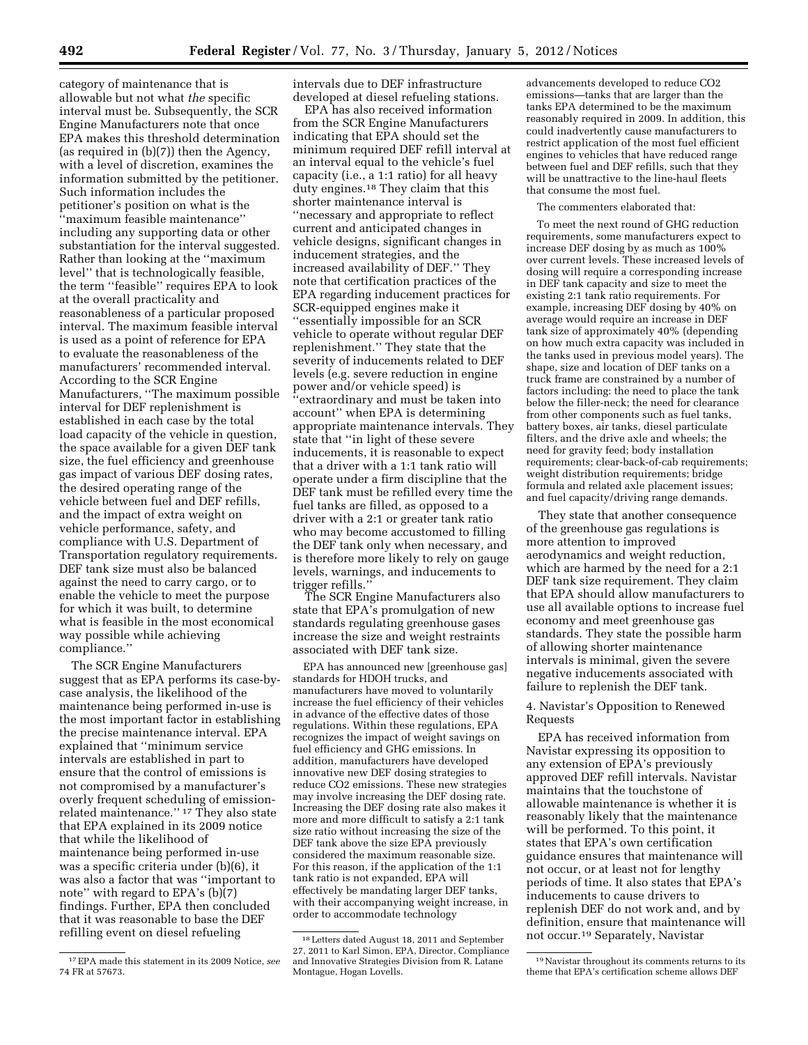category of maintenance that is allowable but not what *the* specific interval must be. Subsequently, the SCR Engine Manufacturers note that once EPA makes this threshold determination (as required in (b)(7)) then the Agency, with a level of discretion, examines the information submitted by the petitioner. Such information includes the petitioner's position on what is the ''maximum feasible maintenance'' including any supporting data or other substantiation for the interval suggested. Rather than looking at the ''maximum level'' that is technologically feasible, the term ''feasible'' requires EPA to look at the overall practicality and reasonableness of a particular proposed interval. The maximum feasible interval is used as a point of reference for EPA to evaluate the reasonableness of the manufacturers' recommended interval. According to the SCR Engine Manufacturers, ''The maximum possible interval for DEF replenishment is established in each case by the total load capacity of the vehicle in question, the space available for a given DEF tank size, the fuel efficiency and greenhouse gas impact of various DEF dosing rates, the desired operating range of the vehicle between fuel and DEF refills, and the impact of extra weight on vehicle performance, safety, and compliance with U.S. Department of Transportation regulatory requirements. DEF tank size must also be balanced against the need to carry cargo, or to enable the vehicle to meet the purpose for which it was built, to determine what is feasible in the most economical way possible while achieving compliance.''

The SCR Engine Manufacturers suggest that as EPA performs its case-by-case analysis, the likelihood of the maintenance being performed in-use is the most important factor in establishing the precise maintenance interval. EPA explained that ''minimum service intervals are established in part to ensure that the control of emissions is not compromised by a manufacturer's overly frequent scheduling of emission-related maintenance.'' [17] They also state that EPA explained in its 2009 notice that while the likelihood of maintenance being performed in-use was a specific criteria under (b)(6), it was also a factor that was ''important to note'' with regard to EPA's (b)(7) findings. Further, EPA then concluded that it was reasonable to base the DEF refilling event on diesel refueling intervals due to DEF infrastructure developed at diesel refueling stations.

EPA has also received information from the SCR Engine Manufacturers indicating that EPA should set the minimum required DEF refill interval at an interval equal to the vehicle's fuel capacity (i.e., a 1:1 ratio) for all heavy duty engines.[18] They claim that this shorter maintenance interval is ''necessary and appropriate to reflect current and anticipated changes in vehicle designs, significant changes in inducement strategies, and the increased availability of DEF.'' They note that certification practices of the EPA regarding inducement practices for SCR-equipped engines make it ''essentially impossible for an SCR vehicle to operate without regular DEF replenishment.'' They state that the severity of inducements related to DEF levels (e.g. severe reduction in engine power and/or vehicle speed) is ''extraordinary and must be taken into account'' when EPA is determining appropriate maintenance intervals. They state that ''in light of these severe inducements, it is reasonable to expect that a driver with a 1:1 tank ratio will operate under a firm discipline that the DEF tank must be refilled every time the fuel tanks are filled, as opposed to a driver with a 2:1 or greater tank ratio who may become accustomed to filling the DEF tank only when necessary, and is therefore more likely to rely on gauge levels, warnings, and inducements to trigger refills.''

The SCR Engine Manufacturers also state that EPA's promulgation of new standards regulating greenhouse gases increase the size and weight restraints associated with DEF tank size.

> EPA has announced new [greenhouse gas] standards for HDOH trucks, and manufacturers have moved to voluntarily increase the fuel efficiency of their vehicles in advance of the effective dates of those regulations. Within these regulations, EPA recognizes the impact of weight savings on fuel efficiency and GHG emissions. In addition, manufacturers have developed innovative new DEF dosing strategies to reduce CO2 emissions. These new strategies may involve increasing the DEF dosing rate. Increasing the DEF dosing rate also makes it more and more difficult to satisfy a 2:1 tank size ratio without increasing the size of the DEF tank above the size EPA previously considered the maximum reasonable size. For this reason, if the application of the 1:1 tank ratio is not expanded, EPA will effectively be mandating larger DEF tanks, with their accompanying weight increase, in order to accommodate technology advancements developed to reduce CO2 emissions—tanks that are larger than the tanks EPA determined to be the maximum reasonably required in 2009. In addition, this could inadvertently cause manufacturers to restrict application of the most fuel efficient engines to vehicles that have reduced range between fuel and DEF refills, such that they will be unattractive to the line-haul fleets that consume the most fuel.

The commenters elaborated that:

> To meet the next round of GHG reduction requirements, some manufacturers expect to increase DEF dosing by as much as 100% over current levels. These increased levels of dosing will require a corresponding increase in DEF tank capacity and size to meet the existing 2:1 tank ratio requirements. For example, increasing DEF dosing by 40% on average would require an increase in DEF tank size of approximately 40% (depending on how much extra capacity was included in the tanks used in previous model years). The shape, size and location of DEF tanks on a truck frame are constrained by a number of factors including: the need to place the tank below the filler-neck; the need for clearance from other components such as fuel tanks, battery boxes, air tanks, diesel particulate filters, and the drive axle and wheels; the need for gravity feed; body installation requirements; clear-back-of-cab requirements; weight distribution requirements; bridge formula and related axle placement issues; and fuel capacity/driving range demands.

They state that another consequence of the greenhouse gas regulations is more attention to improved aerodynamics and weight reduction, which are harmed by the need for a 2:1 DEF tank size requirement. They claim that EPA should allow manufacturers to use all available options to increase fuel economy and meet greenhouse gas standards. They state the possible harm of allowing shorter maintenance intervals is minimal, given the severe negative inducements associated with failure to replenish the DEF tank.

4. Navistar's Opposition to Renewed Requests

EPA has received information from Navistar expressing its opposition to any extension of EPA's previously approved DEF refill intervals. Navistar maintains that the touchstone of allowable maintenance is whether it is reasonably likely that the maintenance will be performed. To this point, it states that EPA's own certification guidance ensures that maintenance will not occur, or at least not for lengthy periods of time. It also states that EPA's inducements to cause drivers to replenish DEF do not work and, and by definition, ensure that maintenance will not occur.[19] Separately, Navistar

[17] EPA made this statement in its 2009 Notice, *see* 74 FR at 57673.

[18] Letters dated August 18, 2011 and September 27, 2011 to Karl Simon, EPA, Director, Compliance and Innovative Strategies Division from R. Latane Montague, Hogan Lovells.

[19] Navistar throughout its comments returns to its theme that EPA's certification scheme allows DEF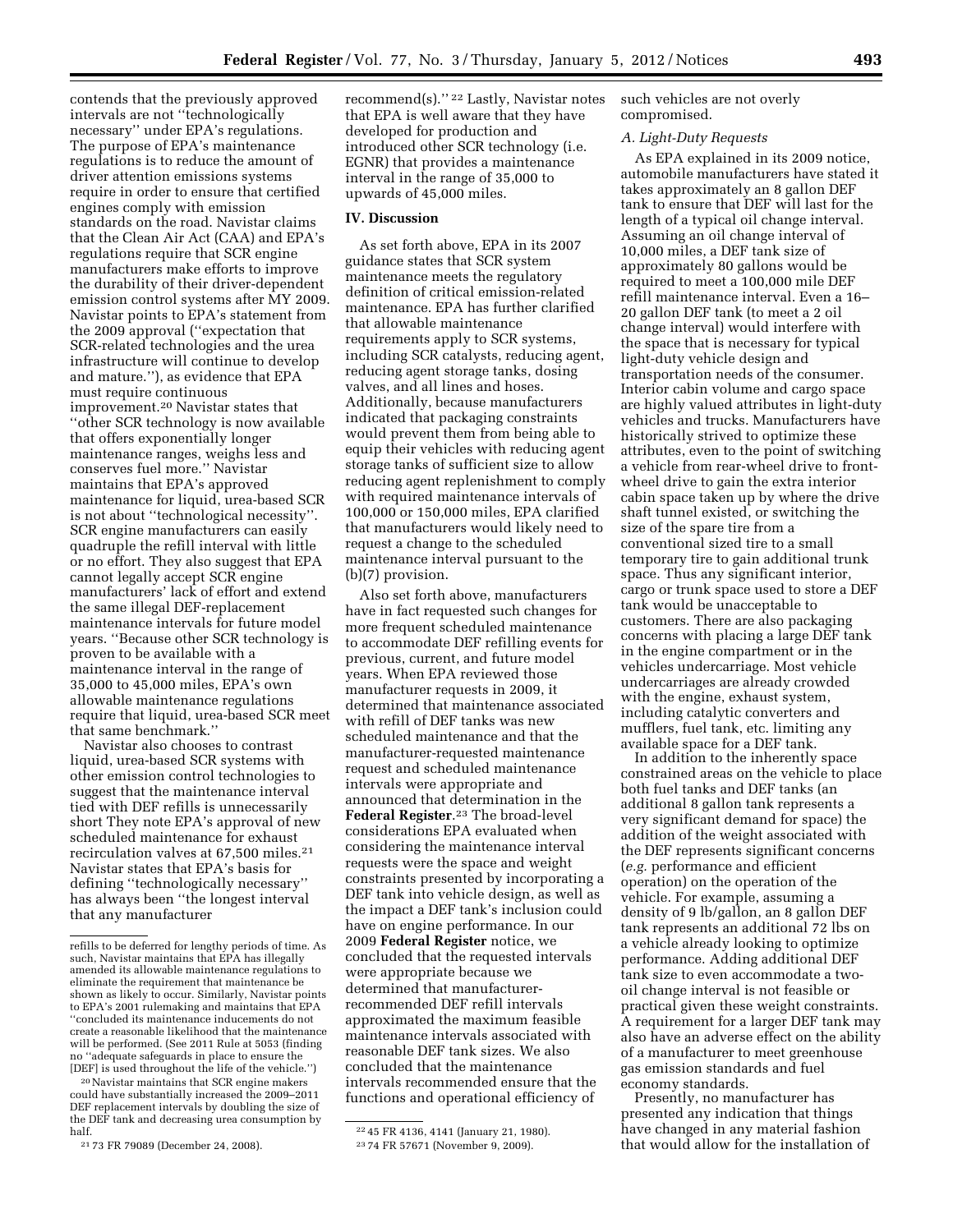contends that the previously approved intervals are not ''technologically necessary'' under EPA's regulations. The purpose of EPA's maintenance regulations is to reduce the amount of driver attention emissions systems require in order to ensure that certified engines comply with emission standards on the road. Navistar claims that the Clean Air Act (CAA) and EPA's regulations require that SCR engine manufacturers make efforts to improve the durability of their driver-dependent emission control systems after MY 2009. Navistar points to EPA's statement from the 2009 approval (''expectation that SCR-related technologies and the urea infrastructure will continue to develop and mature.''), as evidence that EPA must require continuous improvement.[20] Navistar states that ''other SCR technology is now available that offers exponentially longer maintenance ranges, weighs less and conserves fuel more.'' Navistar maintains that EPA's approved maintenance for liquid, urea-based SCR is not about ''technological necessity''. SCR engine manufacturers can easily quadruple the refill interval with little or no effort. They also suggest that EPA cannot legally accept SCR engine manufacturers' lack of effort and extend the same illegal DEF-replacement maintenance intervals for future model years. ''Because other SCR technology is proven to be available with a maintenance interval in the range of 35,000 to 45,000 miles, EPA's own allowable maintenance regulations require that liquid, urea-based SCR meet that same benchmark.''

Navistar also chooses to contrast liquid, urea-based SCR systems with other emission control technologies to suggest that the maintenance interval tied with DEF refills is unnecessarily short They note EPA's approval of new scheduled maintenance for exhaust recirculation valves at 67,500 miles.[21] Navistar states that EPA's basis for defining ''technologically necessary'' has always been ''the longest interval that any manufacturer recommend(s).''[22] Lastly, Navistar notes that EPA is well aware that they have developed for production and introduced other SCR technology (i.e. EGNR) that provides a maintenance interval in the range of 35,000 to upwards of 45,000 miles.

## IV. Discussion

As set forth above, EPA in its 2007 guidance states that SCR system maintenance meets the regulatory definition of critical emission-related maintenance. EPA has further clarified that allowable maintenance requirements apply to SCR systems, including SCR catalysts, reducing agent, reducing agent storage tanks, dosing valves, and all lines and hoses. Additionally, because manufacturers indicated that packaging constraints would prevent them from being able to equip their vehicles with reducing agent storage tanks of sufficient size to allow reducing agent replenishment to comply with required maintenance intervals of 100,000 or 150,000 miles, EPA clarified that manufacturers would likely need to request a change to the scheduled maintenance interval pursuant to the (b)(7) provision.

Also set forth above, manufacturers have in fact requested such changes for more frequent scheduled maintenance to accommodate DEF refilling events for previous, current, and future model years. When EPA reviewed those manufacturer requests in 2009, it determined that maintenance associated with refill of DEF tanks was new scheduled maintenance and that the manufacturer-requested maintenance request and scheduled maintenance intervals were appropriate and announced that determination in the **Federal Register**.[23] The broad-level considerations EPA evaluated when considering the maintenance interval requests were the space and weight constraints presented by incorporating a DEF tank into vehicle design, as well as the impact a DEF tank's inclusion could have on engine performance. In our 2009 **Federal Register** notice, we concluded that the requested intervals were appropriate because we determined that manufacturer-recommended DEF refill intervals approximated the maximum feasible maintenance intervals associated with reasonable DEF tank sizes. We also concluded that the maintenance intervals recommended ensure that the functions and operational efficiency of such vehicles are not overly compromised.

### A. Light-Duty Requests

As EPA explained in its 2009 notice, automobile manufacturers have stated it takes approximately an 8 gallon DEF tank to ensure that DEF will last for the length of a typical oil change interval. Assuming an oil change interval of 10,000 miles, a DEF tank size of approximately 80 gallons would be required to meet a 100,000 mile DEF refill maintenance interval. Even a 16–20 gallon DEF tank (to meet a 2 oil change interval) would interfere with the space that is necessary for typical light-duty vehicle design and transportation needs of the consumer. Interior cabin volume and cargo space are highly valued attributes in light-duty vehicles and trucks. Manufacturers have historically strived to optimize these attributes, even to the point of switching a vehicle from rear-wheel drive to front-wheel drive to gain the extra interior cabin space taken up by where the drive shaft tunnel existed, or switching the size of the spare tire from a conventional sized tire to a small temporary tire to gain additional trunk space. Thus any significant interior, cargo or trunk space used to store a DEF tank would be unacceptable to customers. There are also packaging concerns with placing a large DEF tank in the engine compartment or in the vehicles undercarriage. Most vehicle undercarriages are already crowded with the engine, exhaust system, including catalytic converters and mufflers, fuel tank, etc. limiting any available space for a DEF tank.

In addition to the inherently space constrained areas on the vehicle to place both fuel tanks and DEF tanks (an additional 8 gallon tank represents a very significant demand for space) the addition of the weight associated with the DEF represents significant concerns (*e.g.* performance and efficient operation) on the operation of the vehicle. For example, assuming a density of 9 lb/gallon, an 8 gallon DEF tank represents an additional 72 lbs on a vehicle already looking to optimize performance. Adding additional DEF tank size to even accommodate a two-oil change interval is not feasible or practical given these weight constraints. A requirement for a larger DEF tank may also have an adverse effect on the ability of a manufacturer to meet greenhouse gas emission standards and fuel economy standards.

Presently, no manufacturer has presented any indication that things have changed in any material fashion that would allow for the installation of

---

refills to be deferred for lengthy periods of time. As such, Navistar maintains that EPA has illegally amended its allowable maintenance regulations to eliminate the requirement that maintenance be shown as likely to occur. Similarly, Navistar points to EPA's 2001 rulemaking and maintains that EPA ''concluded its maintenance inducements do not create a reasonable likelihood that the maintenance will be performed. (See 2011 Rule at 5053 (finding no ''adequate safeguards in place to ensure the [DEF] is used throughout the life of the vehicle.'')

[20] Navistar maintains that SCR engine makers could have substantially increased the 2009–2011 DEF replacement intervals by doubling the size of the DEF tank and decreasing urea consumption by half.

[21] 73 FR 79089 (December 24, 2008).

[22] 45 FR 4136, 4141 (January 21, 1980).

[23] 74 FR 57671 (November 9, 2009).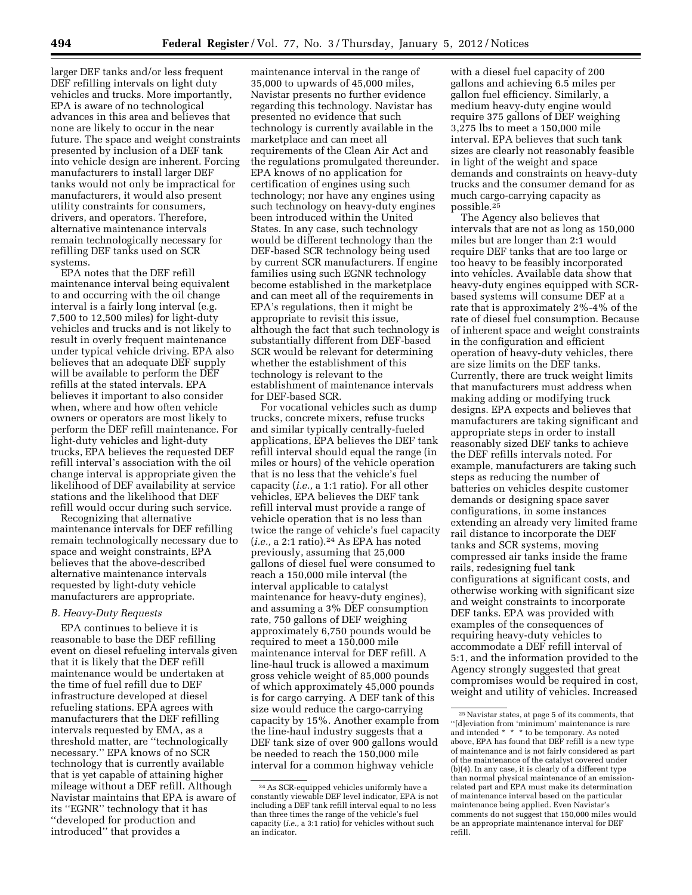larger DEF tanks and/or less frequent DEF refilling intervals on light duty vehicles and trucks. More importantly, EPA is aware of no technological advances in this area and believes that none are likely to occur in the near future. The space and weight constraints presented by inclusion of a DEF tank into vehicle design are inherent. Forcing manufacturers to install larger DEF tanks would not only be impractical for manufacturers, it would also present utility constraints for consumers, drivers, and operators. Therefore, alternative maintenance intervals remain technologically necessary for refilling DEF tanks used on SCR systems.

EPA notes that the DEF refill maintenance interval being equivalent to and occurring with the oil change interval is a fairly long interval (e.g. 7,500 to 12,500 miles) for light-duty vehicles and trucks and is not likely to result in overly frequent maintenance under typical vehicle driving. EPA also believes that an adequate DEF supply will be available to perform the DEF refills at the stated intervals. EPA believes it important to also consider when, where and how often vehicle owners or operators are most likely to perform the DEF refill maintenance. For light-duty vehicles and light-duty trucks, EPA believes the requested DEF refill interval's association with the oil change interval is appropriate given the likelihood of DEF availability at service stations and the likelihood that DEF refill would occur during such service.

Recognizing that alternative maintenance intervals for DEF refilling remain technologically necessary due to space and weight constraints, EPA believes that the above-described alternative maintenance intervals requested by light-duty vehicle manufacturers are appropriate.

### *B. Heavy-Duty Requests*

EPA continues to believe it is reasonable to base the DEF refilling event on diesel refueling intervals given that it is likely that the DEF refill maintenance would be undertaken at the time of fuel refill due to DEF infrastructure developed at diesel refueling stations. EPA agrees with manufacturers that the DEF refilling intervals requested by EMA, as a threshold matter, are ''technologically necessary.'' EPA knows of no SCR technology that is currently available that is yet capable of attaining higher mileage without a DEF refill. Although Navistar maintains that EPA is aware of its ''EGNR'' technology that it has ''developed for production and introduced'' that provides a maintenance interval in the range of 35,000 to upwards of 45,000 miles, Navistar presents no further evidence regarding this technology. Navistar has presented no evidence that such technology is currently available in the marketplace and can meet all requirements of the Clean Air Act and the regulations promulgated thereunder. EPA knows of no application for certification of engines using such technology; nor have any engines using such technology on heavy-duty engines been introduced within the United States. In any case, such technology would be different technology than the DEF-based SCR technology being used by current SCR manufacturers. If engine families using such EGNR technology become established in the marketplace and can meet all of the requirements in EPA's regulations, then it might be appropriate to revisit this issue, although the fact that such technology is substantially different from DEF-based SCR would be relevant for determining whether the establishment of this technology is relevant to the establishment of maintenance intervals for DEF-based SCR.

For vocational vehicles such as dump trucks, concrete mixers, refuse trucks and similar typically centrally-fueled applications, EPA believes the DEF tank refill interval should equal the range (in miles or hours) of the vehicle operation that is no less that the vehicle's fuel capacity (*i.e.,* a 1:1 ratio). For all other vehicles, EPA believes the DEF tank refill interval must provide a range of vehicle operation that is no less than twice the range of vehicle's fuel capacity (*i.e.,* a 2:1 ratio).[24] As EPA has noted previously, assuming that 25,000 gallons of diesel fuel were consumed to reach a 150,000 mile interval (the interval applicable to catalyst maintenance for heavy-duty engines), and assuming a 3% DEF consumption rate, 750 gallons of DEF weighing approximately 6,750 pounds would be required to meet a 150,000 mile maintenance interval for DEF refill. A line-haul truck is allowed a maximum gross vehicle weight of 85,000 pounds of which approximately 45,000 pounds is for cargo carrying. A DEF tank of this size would reduce the cargo-carrying capacity by 15%. Another example from the line-haul industry suggests that a DEF tank size of over 900 gallons would be needed to reach the 150,000 mile interval for a common highway vehicle with a diesel fuel capacity of 200 gallons and achieving 6.5 miles per gallon fuel efficiency. Similarly, a medium heavy-duty engine would require 375 gallons of DEF weighing 3,275 lbs to meet a 150,000 mile interval. EPA believes that such tank sizes are clearly not reasonably feasible in light of the weight and space demands and constraints on heavy-duty trucks and the consumer demand for as much cargo-carrying capacity as possible.[25]

The Agency also believes that intervals that are not as long as 150,000 miles but are longer than 2:1 would require DEF tanks that are too large or too heavy to be feasibly incorporated into vehicles. Available data show that heavy-duty engines equipped with SCR-based systems will consume DEF at a rate that is approximately 2%-4% of the rate of diesel fuel consumption. Because of inherent space and weight constraints in the configuration and efficient operation of heavy-duty vehicles, there are size limits on the DEF tanks. Currently, there are truck weight limits that manufacturers must address when making adding or modifying truck designs. EPA expects and believes that manufacturers are taking significant and appropriate steps in order to install reasonably sized DEF tanks to achieve the DEF refills intervals noted. For example, manufacturers are taking such steps as reducing the number of batteries on vehicles despite customer demands or designing space saver configurations, in some instances extending an already very limited frame rail distance to incorporate the DEF tanks and SCR systems, moving compressed air tanks inside the frame rails, redesigning fuel tank configurations at significant costs, and otherwise working with significant size and weight constraints to incorporate DEF tanks. EPA was provided with examples of the consequences of requiring heavy-duty vehicles to accommodate a DEF refill interval of 5:1, and the information provided to the Agency strongly suggested that great compromises would be required in cost, weight and utility of vehicles. Increased

---

[24] As SCR-equipped vehicles uniformly have a constantly viewable DEF level indicator, EPA is not including a DEF tank refill interval equal to no less than three times the range of the vehicle's fuel capacity (*i.e.,* a 3:1 ratio) for vehicles without such an indicator.

[25] Navistar states, at page 5 of its comments, that ''[d]eviation from 'minimum' maintenance is rare and intended * * * to be temporary. As noted above, EPA has found that DEF refill is a new type of maintenance and is not fairly considered as part of the maintenance of the catalyst covered under (b)(4). In any case, it is clearly of a different type than normal physical maintenance of an emission-related part and EPA must make its determination of maintenance interval based on the particular maintenance being applied. Even Navistar's comments do not suggest that 150,000 miles would be an appropriate maintenance interval for DEF refill.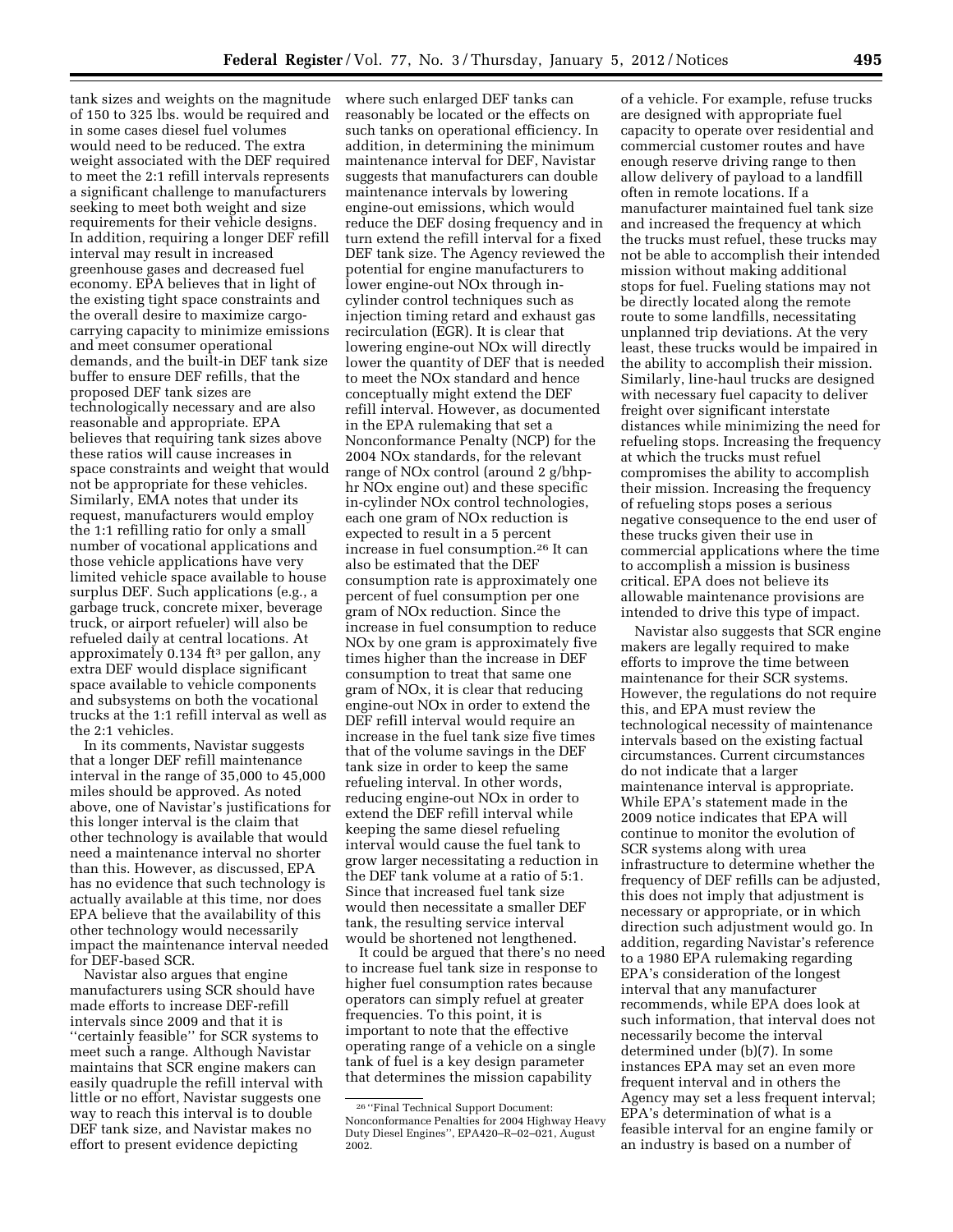tank sizes and weights on the magnitude of 150 to 325 lbs. would be required and in some cases diesel fuel volumes would need to be reduced. The extra weight associated with the DEF required to meet the 2:1 refill intervals represents a significant challenge to manufacturers seeking to meet both weight and size requirements for their vehicle designs. In addition, requiring a longer DEF refill interval may result in increased greenhouse gases and decreased fuel economy. EPA believes that in light of the existing tight space constraints and the overall desire to maximize cargo-carrying capacity to minimize emissions and meet consumer operational demands, and the built-in DEF tank size buffer to ensure DEF refills, that the proposed DEF tank sizes are technologically necessary and are also reasonable and appropriate. EPA believes that requiring tank sizes above these ratios will cause increases in space constraints and weight that would not be appropriate for these vehicles. Similarly, EMA notes that under its request, manufacturers would employ the 1:1 refilling ratio for only a small number of vocational applications and those vehicle applications have very limited vehicle space available to house surplus DEF. Such applications (e.g., a garbage truck, concrete mixer, beverage truck, or airport refueler) will also be refueled daily at central locations. At approximately 0.134 $ft^3$ per gallon, any extra DEF would displace significant space available to vehicle components and subsystems on both the vocational trucks at the 1:1 refill interval as well as the 2:1 vehicles.

In its comments, Navistar suggests that a longer DEF refill maintenance interval in the range of 35,000 to 45,000 miles should be approved. As noted above, one of Navistar's justifications for this longer interval is the claim that other technology is available that would need a maintenance interval no shorter than this. However, as discussed, EPA has no evidence that such technology is actually available at this time, nor does EPA believe that the availability of this other technology would necessarily impact the maintenance interval needed for DEF-based SCR.

Navistar also argues that engine manufacturers using SCR should have made efforts to increase DEF-refill intervals since 2009 and that it is ''certainly feasible'' for SCR systems to meet such a range. Although Navistar maintains that SCR engine makers can easily quadruple the refill interval with little or no effort, Navistar suggests one way to reach this interval is to double DEF tank size, and Navistar makes no effort to present evidence depicting where such enlarged DEF tanks can reasonably be located or the effects on such tanks on operational efficiency. In addition, in determining the minimum maintenance interval for DEF, Navistar suggests that manufacturers can double maintenance intervals by lowering engine-out emissions, which would reduce the DEF dosing frequency and in turn extend the refill interval for a fixed DEF tank size. The Agency reviewed the potential for engine manufacturers to lower engine-out NOx through in-cylinder control techniques such as injection timing retard and exhaust gas recirculation (EGR). It is clear that lowering engine-out NOx will directly lower the quantity of DEF that is needed to meet the NOx standard and hence conceptually might extend the DEF refill interval. However, as documented in the EPA rulemaking that set a Nonconformance Penalty (NCP) for the 2004 NOx standards, for the relevant range of NOx control (around 2 g/bhp-hr NOx engine out) and these specific in-cylinder NOx control technologies, each one gram of NOx reduction is expected to result in a 5 percent increase in fuel consumption.[26] It can also be estimated that the DEF consumption rate is approximately one percent of fuel consumption per one gram of NOx reduction. Since the increase in fuel consumption to reduce NOx by one gram is approximately five times higher than the increase in DEF consumption to treat that same one gram of NOx, it is clear that reducing engine-out NOx in order to extend the DEF refill interval would require an increase in the fuel tank size five times that of the volume savings in the DEF tank size in order to keep the same refueling interval. In other words, reducing engine-out NOx in order to extend the DEF refill interval while keeping the same diesel refueling interval would cause the fuel tank to grow larger necessitating a reduction in the DEF tank volume at a ratio of 5:1. Since that increased fuel tank size would then necessitate a smaller DEF tank, the resulting service interval would be shortened not lengthened.

It could be argued that there's no need to increase fuel tank size in response to higher fuel consumption rates because operators can simply refuel at greater frequencies. To this point, it is important to note that the effective operating range of a vehicle on a single tank of fuel is a key design parameter that determines the mission capability of a vehicle. For example, refuse trucks are designed with appropriate fuel capacity to operate over residential and commercial customer routes and have enough reserve driving range to then allow delivery of payload to a landfill often in remote locations. If a manufacturer maintained fuel tank size and increased the frequency at which the trucks must refuel, these trucks may not be able to accomplish their intended mission without making additional stops for fuel. Fueling stations may not be directly located along the remote route to some landfills, necessitating unplanned trip deviations. At the very least, these trucks would be impaired in the ability to accomplish their mission. Similarly, line-haul trucks are designed with necessary fuel capacity to deliver freight over significant interstate distances while minimizing the need for refueling stops. Increasing the frequency at which the trucks must refuel compromises the ability to accomplish their mission. Increasing the frequency of refueling stops poses a serious negative consequence to the end user of these trucks given their use in commercial applications where the time to accomplish a mission is business critical. EPA does not believe its allowable maintenance provisions are intended to drive this type of impact.

Navistar also suggests that SCR engine makers are legally required to make efforts to improve the time between maintenance for their SCR systems. However, the regulations do not require this, and EPA must review the technological necessity of maintenance intervals based on the existing factual circumstances. Current circumstances do not indicate that a larger maintenance interval is appropriate. While EPA's statement made in the 2009 notice indicates that EPA will continue to monitor the evolution of SCR systems along with urea infrastructure to determine whether the frequency of DEF refills can be adjusted, this does not imply that adjustment is necessary or appropriate, or in which direction such adjustment would go. In addition, regarding Navistar's reference to a 1980 EPA rulemaking regarding EPA's consideration of the longest interval that any manufacturer recommends, while EPA does look at such information, that interval does not necessarily become the interval determined under (b)(7). In some instances EPA may set an even more frequent interval and in others the Agency may set a less frequent interval; EPA's determination of what is a feasible interval for an engine family or an industry is based on a number of

---

[26] ''Final Technical Support Document: Nonconformance Penalties for 2004 Highway Heavy Duty Diesel Engines'', EPA420–R–02–021, August 2002.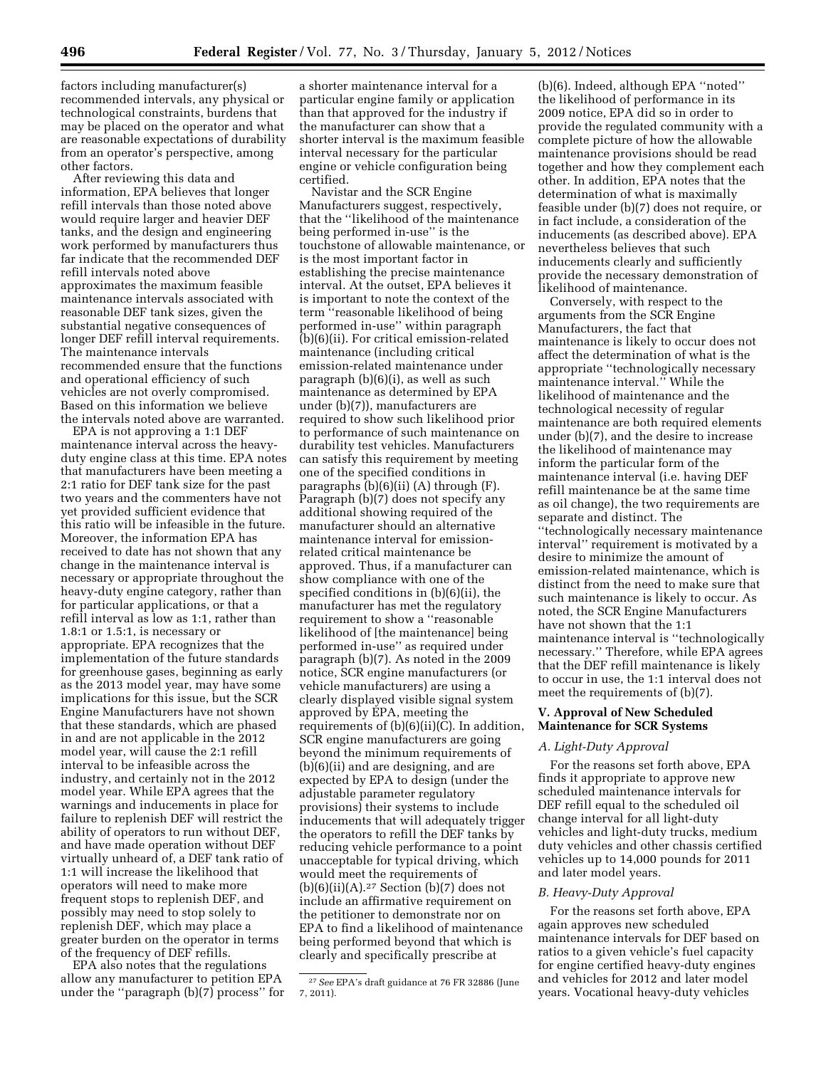factors including manufacturer(s) recommended intervals, any physical or technological constraints, burdens that may be placed on the operator and what are reasonable expectations of durability from an operator's perspective, among other factors.

After reviewing this data and information, EPA believes that longer refill intervals than those noted above would require larger and heavier DEF tanks, and the design and engineering work performed by manufacturers thus far indicate that the recommended DEF refill intervals noted above approximates the maximum feasible maintenance intervals associated with reasonable DEF tank sizes, given the substantial negative consequences of longer DEF refill interval requirements. The maintenance intervals recommended ensure that the functions and operational efficiency of such vehicles are not overly compromised. Based on this information we believe the intervals noted above are warranted.

EPA is not approving a 1:1 DEF maintenance interval across the heavy-duty engine class at this time. EPA notes that manufacturers have been meeting a 2:1 ratio for DEF tank size for the past two years and the commenters have not yet provided sufficient evidence that this ratio will be infeasible in the future. Moreover, the information EPA has received to date has not shown that any change in the maintenance interval is necessary or appropriate throughout the heavy-duty engine category, rather than for particular applications, or that a refill interval as low as 1:1, rather than 1.8:1 or 1.5:1, is necessary or appropriate. EPA recognizes that the implementation of the future standards for greenhouse gases, beginning as early as the 2013 model year, may have some implications for this issue, but the SCR Engine Manufacturers have not shown that these standards, which are phased in and are not applicable in the 2012 model year, will cause the 2:1 refill interval to be infeasible across the industry, and certainly not in the 2012 model year. While EPA agrees that the warnings and inducements in place for failure to replenish DEF will restrict the ability of operators to run without DEF, and have made operation without DEF virtually unheard of, a DEF tank ratio of 1:1 will increase the likelihood that operators will need to make more frequent stops to replenish DEF, and possibly may need to stop solely to replenish DEF, which may place a greater burden on the operator in terms of the frequency of DEF refills.

EPA also notes that the regulations allow any manufacturer to petition EPA under the ''paragraph (b)(7) process'' for a shorter maintenance interval for a particular engine family or application than that approved for the industry if the manufacturer can show that a shorter interval is the maximum feasible interval necessary for the particular engine or vehicle configuration being certified.

Navistar and the SCR Engine Manufacturers suggest, respectively, that the ''likelihood of the maintenance being performed in-use'' is the touchstone of allowable maintenance, or is the most important factor in establishing the precise maintenance interval. At the outset, EPA believes it is important to note the context of the term ''reasonable likelihood of being performed in-use'' within paragraph (b)(6)(ii). For critical emission-related maintenance (including critical emission-related maintenance under paragraph (b)(6)(i), as well as such maintenance as determined by EPA under (b)(7)), manufacturers are required to show such likelihood prior to performance of such maintenance on durability test vehicles. Manufacturers can satisfy this requirement by meeting one of the specified conditions in paragraphs (b)(6)(ii) (A) through (F). Paragraph (b)(7) does not specify any additional showing required of the manufacturer should an alternative maintenance interval for emission-related critical maintenance be approved. Thus, if a manufacturer can show compliance with one of the specified conditions in (b)(6)(ii), the manufacturer has met the regulatory requirement to show a ''reasonable likelihood of [the maintenance] being performed in-use'' as required under paragraph (b)(7). As noted in the 2009 notice, SCR engine manufacturers (or vehicle manufacturers) are using a clearly displayed visible signal system approved by EPA, meeting the requirements of (b)(6)(ii)(C). In addition, SCR engine manufacturers are going beyond the minimum requirements of (b)(6)(ii) and are designing, and are expected by EPA to design (under the adjustable parameter regulatory provisions) their systems to include inducements that will adequately trigger the operators to refill the DEF tanks by reducing vehicle performance to a point unacceptable for typical driving, which would meet the requirements of (b)(6)(ii)(A).[27] Section (b)(7) does not include an affirmative requirement on the petitioner to demonstrate nor on EPA to find a likelihood of maintenance being performed beyond that which is clearly and specifically prescribe at (b)(6). Indeed, although EPA ''noted'' the likelihood of performance in its 2009 notice, EPA did so in order to provide the regulated community with a complete picture of how the allowable maintenance provisions should be read together and how they complement each other. In addition, EPA notes that the determination of what is maximally feasible under (b)(7) does not require, or in fact include, a consideration of the inducements (as described above). EPA nevertheless believes that such inducements clearly and sufficiently provide the necessary demonstration of likelihood of maintenance.

Conversely, with respect to the arguments from the SCR Engine Manufacturers, the fact that maintenance is likely to occur does not affect the determination of what is the appropriate ''technologically necessary maintenance interval.'' While the likelihood of maintenance and the technological necessity of regular maintenance are both required elements under (b)(7), and the desire to increase the likelihood of maintenance may inform the particular form of the maintenance interval (i.e. having DEF refill maintenance be at the same time as oil change), the two requirements are separate and distinct. The ''technologically necessary maintenance interval'' requirement is motivated by a desire to minimize the amount of emission-related maintenance, which is distinct from the need to make sure that such maintenance is likely to occur. As noted, the SCR Engine Manufacturers have not shown that the 1:1 maintenance interval is ''technologically necessary.'' Therefore, while EPA agrees that the DEF refill maintenance is likely to occur in use, the 1:1 interval does not meet the requirements of (b)(7).

## V. Approval of New Scheduled Maintenance for SCR Systems

### A. Light-Duty Approval

For the reasons set forth above, EPA finds it appropriate to approve new scheduled maintenance intervals for DEF refill equal to the scheduled oil change interval for all light-duty vehicles and light-duty trucks, medium duty vehicles and other chassis certified vehicles up to 14,000 pounds for 2011 and later model years.

### B. Heavy-Duty Approval

For the reasons set forth above, EPA again approves new scheduled maintenance intervals for DEF based on ratios to a given vehicle's fuel capacity for engine certified heavy-duty engines and vehicles for 2012 and later model years. Vocational heavy-duty vehicles

---

[27] *See* EPA's draft guidance at 76 FR 32886 (June 7, 2011).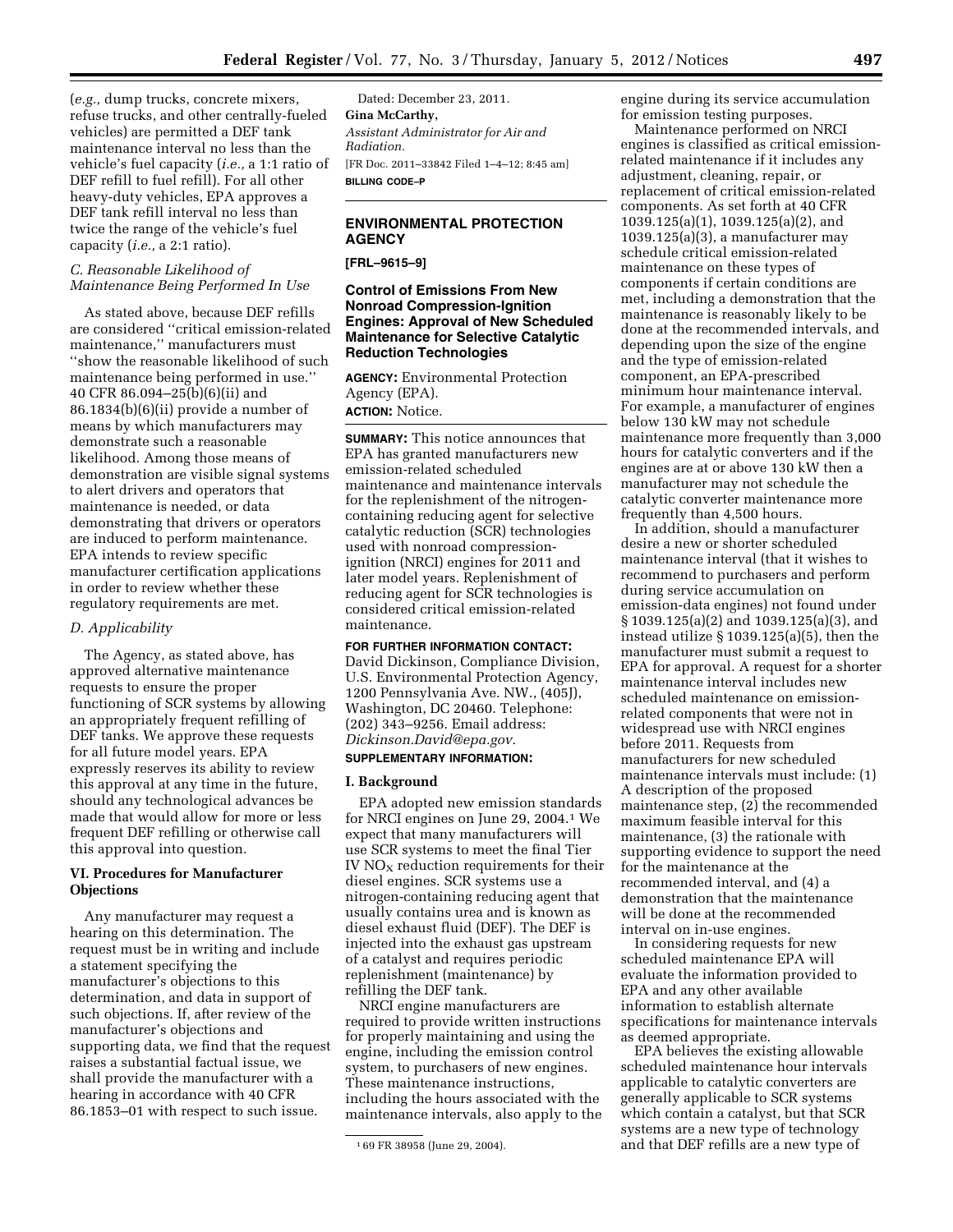(*e.g.,* dump trucks, concrete mixers, refuse trucks, and other centrally-fueled vehicles) are permitted a DEF tank maintenance interval no less than the vehicle's fuel capacity (*i.e.,* a 1:1 ratio of DEF refill to fuel refill). For all other heavy-duty vehicles, EPA approves a DEF tank refill interval no less than twice the range of the vehicle's fuel capacity (*i.e.,* a 2:1 ratio).

### *C. Reasonable Likelihood of Maintenance Being Performed In Use*

As stated above, because DEF refills are considered ''critical emission-related maintenance,'' manufacturers must ''show the reasonable likelihood of such maintenance being performed in use.'' 40 CFR 86.094–25(b)(6)(ii) and 86.1834(b)(6)(ii) provide a number of means by which manufacturers may demonstrate such a reasonable likelihood. Among those means of demonstration are visible signal systems to alert drivers and operators that maintenance is needed, or data demonstrating that drivers or operators are induced to perform maintenance. EPA intends to review specific manufacturer certification applications in order to review whether these regulatory requirements are met.

### *D. Applicability*

The Agency, as stated above, has approved alternative maintenance requests to ensure the proper functioning of SCR systems by allowing an appropriately frequent refilling of DEF tanks. We approve these requests for all future model years. EPA expressly reserves its ability to review this approval at any time in the future, should any technological advances be made that would allow for more or less frequent DEF refilling or otherwise call this approval into question.

## VI. Procedures for Manufacturer Objections

Any manufacturer may request a hearing on this determination. The request must be in writing and include a statement specifying the manufacturer's objections to this determination, and data in support of such objections. If, after review of the manufacturer's objections and supporting data, we find that the request raises a substantial factual issue, we shall provide the manufacturer with a hearing in accordance with 40 CFR 86.1853–01 with respect to such issue.

Dated: December 23, 2011.

**Gina McCarthy,**

*Assistant Administrator for Air and Radiation.*

[FR Doc. 2011–33842 Filed 1–4–12; 8:45 am]

**BILLING CODE–P**

---

## ENVIRONMENTAL PROTECTION AGENCY

**[FRL–9615–9]**

## Control of Emissions From New Nonroad Compression-Ignition Engines: Approval of New Scheduled Maintenance for Selective Catalytic Reduction Technologies

**AGENCY:** Environmental Protection Agency (EPA).

**ACTION:** Notice.

**SUMMARY:** This notice announces that EPA has granted manufacturers new emission-related scheduled maintenance and maintenance intervals for the replenishment of the nitrogen-containing reducing agent for selective catalytic reduction (SCR) technologies used with nonroad compression-ignition (NRCI) engines for 2011 and later model years. Replenishment of reducing agent for SCR technologies is considered critical emission-related maintenance.

**FOR FURTHER INFORMATION CONTACT:** David Dickinson, Compliance Division, U.S. Environmental Protection Agency, 1200 Pennsylvania Ave. NW., (405J), Washington, DC 20460. Telephone: (202) 343–9256. Email address: *Dickinson.David@epa.gov.*

**SUPPLEMENTARY INFORMATION:**

## I. Background

EPA adopted new emission standards for NRCI engines on June 29, 2004.[1] We expect that many manufacturers will use SCR systems to meet the final Tier IV $NO_X$ reduction requirements for their diesel engines. SCR systems use a nitrogen-containing reducing agent that usually contains urea and is known as diesel exhaust fluid (DEF). The DEF is injected into the exhaust gas upstream of a catalyst and requires periodic replenishment (maintenance) by refilling the DEF tank.

NRCI engine manufacturers are required to provide written instructions for properly maintaining and using the engine, including the emission control system, to purchasers of new engines. These maintenance instructions, including the hours associated with the maintenance intervals, also apply to the engine during its service accumulation for emission testing purposes.

Maintenance performed on NRCI engines is classified as critical emission-related maintenance if it includes any adjustment, cleaning, repair, or replacement of critical emission-related components. As set forth at 40 CFR 1039.125(a)(1), 1039.125(a)(2), and 1039.125(a)(3), a manufacturer may schedule critical emission-related maintenance on these types of components if certain conditions are met, including a demonstration that the maintenance is reasonably likely to be done at the recommended intervals, and depending upon the size of the engine and the type of emission-related component, an EPA-prescribed minimum hour maintenance interval. For example, a manufacturer of engines below 130 kW may not schedule maintenance more frequently than 3,000 hours for catalytic converters and if the engines are at or above 130 kW then a manufacturer may not schedule the catalytic converter maintenance more frequently than 4,500 hours.

In addition, should a manufacturer desire a new or shorter scheduled maintenance interval (that it wishes to recommend to purchasers and perform during service accumulation on emission-data engines) not found under § 1039.125(a)(2) and 1039.125(a)(3), and instead utilize § 1039.125(a)(5), then the manufacturer must submit a request to EPA for approval. A request for a shorter maintenance interval includes new scheduled maintenance on emission-related components that were not in widespread use with NRCI engines before 2011. Requests from manufacturers for new scheduled maintenance intervals must include: (1) A description of the proposed maintenance step, (2) the recommended maximum feasible interval for this maintenance, (3) the rationale with supporting evidence to support the need for the maintenance at the recommended interval, and (4) a demonstration that the maintenance will be done at the recommended interval on in-use engines.

In considering requests for new scheduled maintenance EPA will evaluate the information provided to EPA and any other available information to establish alternate specifications for maintenance intervals as deemed appropriate.

EPA believes the existing allowable scheduled maintenance hour intervals applicable to catalytic converters are generally applicable to SCR systems which contain a catalyst, but that SCR systems are a new type of technology and that DEF refills are a new type of

[1] 69 FR 38958 (June 29, 2004).